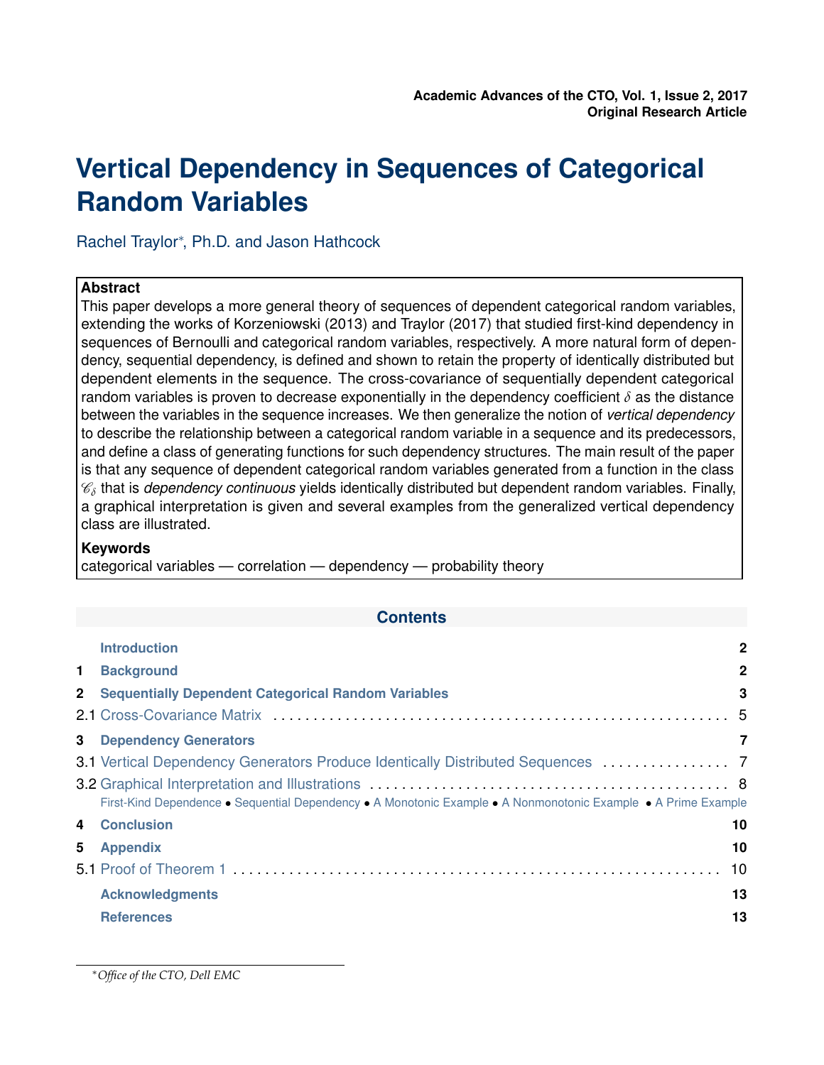**Academic Advances of the CTO, Vol. 1, Issue 2, 2017**
**Original Research Article**

# Vertical Dependency in Sequences of Categorical Random Variables

Rachel Traylor[*], Ph.D. and Jason Hathcock

**Abstract**

This paper develops a more general theory of sequences of dependent categorical random variables, extending the works of Korzeniowski (2013) and Traylor (2017) that studied first-kind dependency in sequences of Bernoulli and categorical random variables, respectively. A more natural form of dependency, sequential dependency, is defined and shown to retain the property of identically distributed but dependent elements in the sequence. The cross-covariance of sequentially dependent categorical random variables is proven to decrease exponentially in the dependency coefficient $\delta$ as the distance between the variables in the sequence increases. We then generalize the notion of *vertical dependency* to describe the relationship between a categorical random variable in a sequence and its predecessors, and define a class of generating functions for such dependency structures. The main result of the paper is that any sequence of dependent categorical random variables generated from a function in the class $\mathscr{C}_\delta$ that is *dependency continuous* yields identically distributed but dependent random variables. Finally, a graphical interpretation is given and several examples from the generalized vertical dependency class are illustrated.

**Keywords**

categorical variables — correlation — dependency — probability theory

## Contents

- Introduction — 2
- 1 Background — 2
- 2 Sequentially Dependent Categorical Random Variables — 3
  - 2.1 Cross-Covariance Matrix — 5
- 3 Dependency Generators — 7
  - 3.1 Vertical Dependency Generators Produce Identically Distributed Sequences — 7
  - 3.2 Graphical Interpretation and Illustrations — 8
    - First-Kind Dependence • Sequential Dependency • A Monotonic Example • A Nonmonotonic Example • A Prime Example
- 4 Conclusion — 10
- 5 Appendix — 10
  - 5.1 Proof of Theorem 1 — 10
- Acknowledgments — 13
- References — 13

[*] *Office of the CTO, Dell EMC*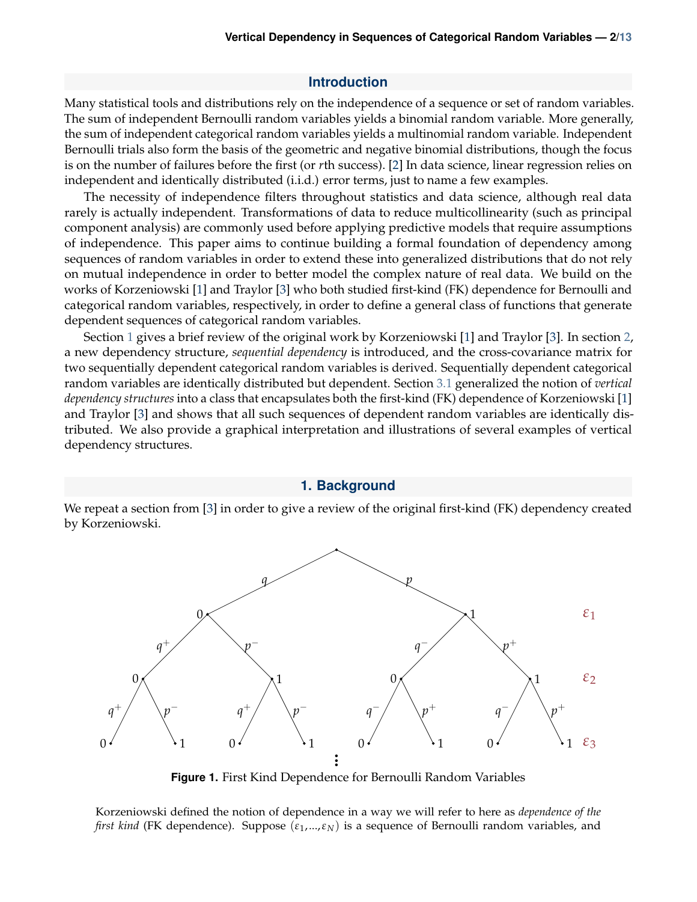## Introduction

Many statistical tools and distributions rely on the independence of a sequence or set of random variables. The sum of independent Bernoulli random variables yields a binomial random variable. More generally, the sum of independent categorical random variables yields a multinomial random variable. Independent Bernoulli trials also form the basis of the geometric and negative binomial distributions, though the focus is on the number of failures before the first (or $r$th success). [2] In data science, linear regression relies on independent and identically distributed (i.i.d.) error terms, just to name a few examples.

The necessity of independence filters throughout statistics and data science, although real data rarely is actually independent. Transformations of data to reduce multicollinearity (such as principal component analysis) are commonly used before applying predictive models that require assumptions of independence. This paper aims to continue building a formal foundation of dependency among sequences of random variables in order to extend these into generalized distributions that do not rely on mutual independence in order to better model the complex nature of real data. We build on the works of Korzeniowski [1] and Traylor [3] who both studied first-kind (FK) dependence for Bernoulli and categorical random variables, respectively, in order to define a general class of functions that generate dependent sequences of categorical random variables.

Section 1 gives a brief review of the original work by Korzeniowski [1] and Traylor [3]. In section 2, a new dependency structure, *sequential dependency* is introduced, and the cross-covariance matrix for two sequentially dependent categorical random variables is derived. Sequentially dependent categorical random variables are identically distributed but dependent. Section 3.1 generalized the notion of *vertical dependency structures* into a class that encapsulates both the first-kind (FK) dependence of Korzeniowski [1] and Traylor [3] and shows that all such sequences of dependent random variables are identically distributed. We also provide a graphical interpretation and illustrations of several examples of vertical dependency structures.

## 1. Background

We repeat a section from [3] in order to give a review of the original first-kind (FK) dependency created by Korzeniowski.

**Figure 1.** First Kind Dependence for Bernoulli Random Variables

Korzeniowski defined the notion of dependence in a way we will refer to here as *dependence of the first kind* (FK dependence). Suppose $(\varepsilon_1,...,\varepsilon_N)$ is a sequence of Bernoulli random variables, and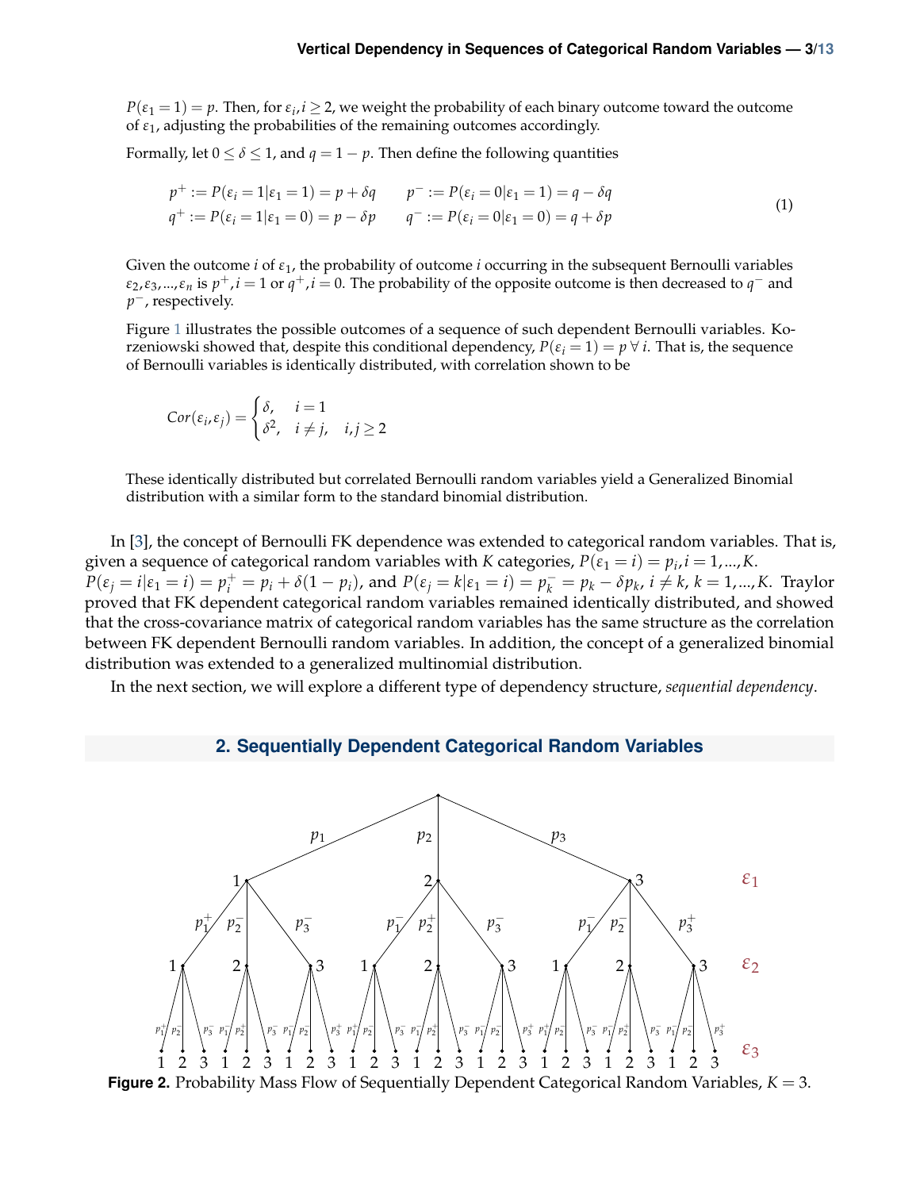$P(\varepsilon_1 = 1) = p$. Then, for $\varepsilon_i, i \geq 2$, we weight the probability of each binary outcome toward the outcome of $\varepsilon_1$, adjusting the probabilities of the remaining outcomes accordingly.

Formally, let $0 \leq \delta \leq 1$, and $q = 1 - p$. Then define the following quantities

$$
\begin{aligned}
p^+ &:= P(\varepsilon_i = 1 | \varepsilon_1 = 1) = p + \delta q \qquad p^- := P(\varepsilon_i = 0 | \varepsilon_1 = 1) = q - \delta q \\
q^+ &:= P(\varepsilon_i = 1 | \varepsilon_1 = 0) = p - \delta p \qquad q^- := P(\varepsilon_i = 0 | \varepsilon_1 = 0) = q + \delta p
\end{aligned}
\tag{1}
$$

Given the outcome $i$ of $\varepsilon_1$, the probability of outcome $i$ occurring in the subsequent Bernoulli variables $\varepsilon_2, \varepsilon_3, ..., \varepsilon_n$ is $p^+, i = 1$ or $q^+, i = 0$. The probability of the opposite outcome is then decreased to $q^-$ and $p^-$, respectively.

Figure 1 illustrates the possible outcomes of a sequence of such dependent Bernoulli variables. Korzeniowski showed that, despite this conditional dependency, $P(\varepsilon_i = 1) = p \; \forall \; i$. That is, the sequence of Bernoulli variables is identically distributed, with correlation shown to be

$$
Cor(\varepsilon_i, \varepsilon_j) = \begin{cases} \delta, & i = 1 \\ \delta^2, & i \neq j, \quad i, j \geq 2 \end{cases}
$$

These identically distributed but correlated Bernoulli random variables yield a Generalized Binomial distribution with a similar form to the standard binomial distribution.

In [3], the concept of Bernoulli FK dependence was extended to categorical random variables. That is, given a sequence of categorical random variables with $K$ categories, $P(\varepsilon_1 = i) = p_i, i = 1, ..., K$. $P(\varepsilon_j = i | \varepsilon_1 = i) = p_i^+ = p_i + \delta(1 - p_i)$, and $P(\varepsilon_j = k | \varepsilon_1 = i) = p_k^- = p_k - \delta p_k$, $i \neq k$, $k = 1, ..., K$. Traylor proved that FK dependent categorical random variables remained identically distributed, and showed that the cross-covariance matrix of categorical random variables has the same structure as the correlation between FK dependent Bernoulli random variables. In addition, the concept of a generalized binomial distribution was extended to a generalized multinomial distribution.

In the next section, we will explore a different type of dependency structure, *sequential dependency*.

## 2. Sequentially Dependent Categorical Random Variables

**Figure 2.** Probability Mass Flow of Sequentially Dependent Categorical Random Variables, $K = 3$.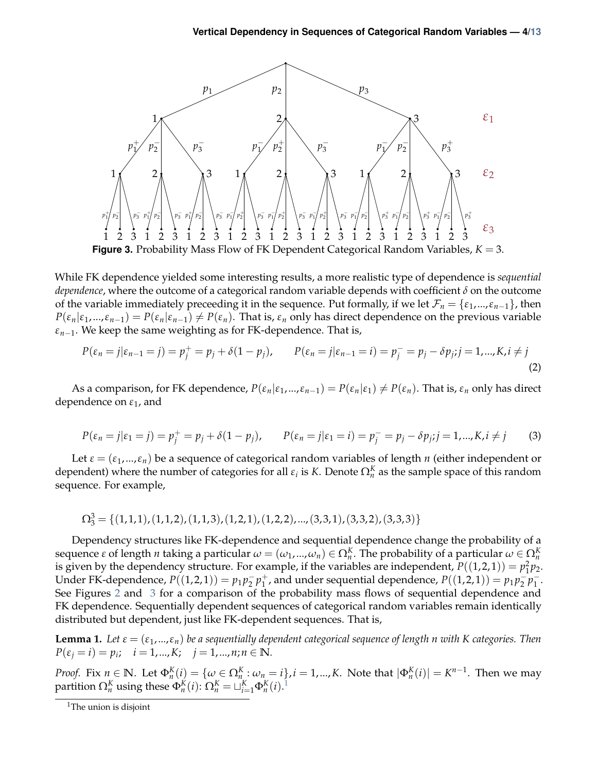**Figure 3.** Probability Mass Flow of FK Dependent Categorical Random Variables, $K = 3$.

While FK dependence yielded some interesting results, a more realistic type of dependence is *sequential dependence*, where the outcome of a categorical random variable depends with coefficient $\delta$ on the outcome of the variable immediately preceeding it in the sequence. Put formally, if we let $\mathcal{F}_n = \{\varepsilon_1, ..., \varepsilon_{n-1}\}$, then $P(\varepsilon_n|\varepsilon_1, ..., \varepsilon_{n-1}) = P(\varepsilon_n|\varepsilon_{n-1}) \neq P(\varepsilon_n)$. That is, $\varepsilon_n$ only has direct dependence on the previous variable $\varepsilon_{n-1}$. We keep the same weighting as for FK-dependence. That is,

$$P(\varepsilon_n = j|\varepsilon_{n-1} = j) = p_j^+ = p_j + \delta(1 - p_j), \qquad P(\varepsilon_n = j|\varepsilon_{n-1} = i) = p_j^- = p_j - \delta p_j; j = 1, ..., K, i \neq j \tag{2}$$

As a comparison, for FK dependence, $P(\varepsilon_n|\varepsilon_1, ..., \varepsilon_{n-1}) = P(\varepsilon_n|\varepsilon_1) \neq P(\varepsilon_n)$. That is, $\varepsilon_n$ only has direct dependence on $\varepsilon_1$, and

$$P(\varepsilon_n = j|\varepsilon_1 = j) = p_j^+ = p_j + \delta(1 - p_j), \qquad P(\varepsilon_n = j|\varepsilon_1 = i) = p_j^- = p_j - \delta p_j; j = 1, ..., K, i \neq j \tag{3}$$

Let $\varepsilon = (\varepsilon_1, ..., \varepsilon_n)$ be a sequence of categorical random variables of length $n$ (either independent or dependent) where the number of categories for all $\varepsilon_i$ is $K$. Denote $\Omega_n^K$ as the sample space of this random sequence. For example,

$$\Omega_3^3 = \{(1,1,1), (1,1,2), (1,1,3), (1,2,1), (1,2,2), ..., (3,3,1), (3,3,2), (3,3,3)\}$$

Dependency structures like FK-dependence and sequential dependence change the probability of a sequence $\varepsilon$ of length $n$ taking a particular $\omega = (\omega_1, ..., \omega_n) \in \Omega_n^K$. The probability of a particular $\omega \in \Omega_n^K$ is given by the dependency structure. For example, if the variables are independent, $P((1,2,1)) = p_1^2 p_2$. Under FK-dependence, $P((1,2,1)) = p_1 p_2^- p_1^+$, and under sequential dependence, $P((1,2,1)) = p_1 p_2^- p_1^-$. See Figures 2 and 3 for a comparison of the probability mass flows of sequential dependence and FK dependence. Sequentially dependent sequences of categorical random variables remain identically distributed but dependent, just like FK-dependent sequences. That is,

**Lemma 1.** *Let $\varepsilon = (\varepsilon_1, ..., \varepsilon_n)$ be a sequentially dependent categorical sequence of length $n$ with $K$ categories. Then $P(\varepsilon_j = i) = p_i; \quad i = 1, ..., K; \quad j = 1, ..., n; n \in \mathbb{N}$.*

*Proof.* Fix $n \in \mathbb{N}$. Let $\Phi_n^K(i) = \{\omega \in \Omega_n^K : \omega_n = i\}, i = 1, ..., K$. Note that $|\Phi_n^K(i)| = K^{n-1}$. Then we may partition $\Omega_n^K$ using these $\Phi_n^K(i)$: $\Omega_n^K = \sqcup_{i=1}^K \Phi_n^K(i)$.[1]

[1]The union is disjoint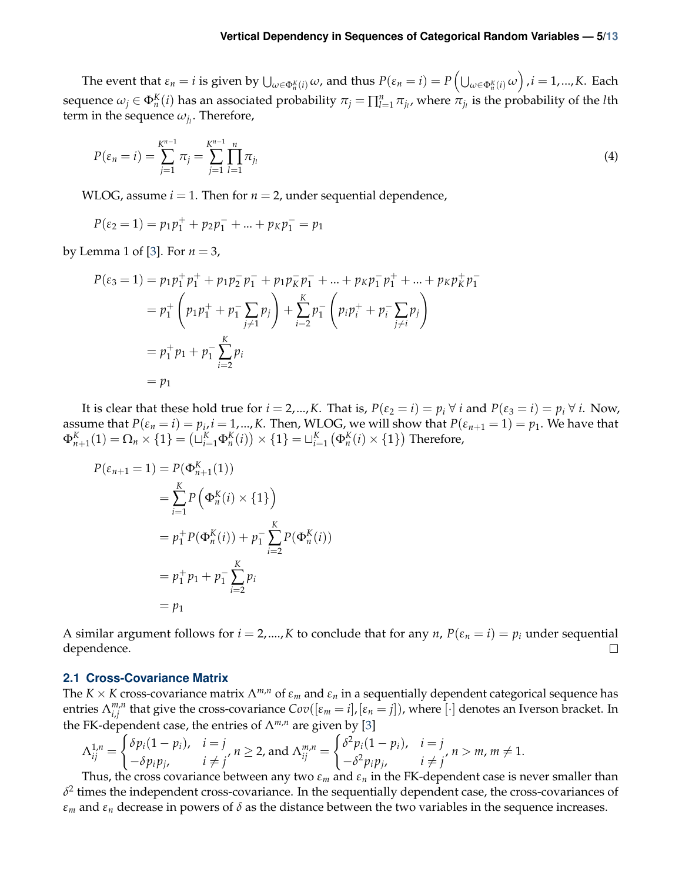The event that $\varepsilon_n = i$ is given by $\bigcup_{\omega \in \Phi_n^K(i)} \omega$, and thus $P(\varepsilon_n = i) = P\left(\bigcup_{\omega \in \Phi_n^K(i)} \omega\right), i = 1, ..., K$. Each sequence $\omega_j \in \Phi_n^K(i)$ has an associated probability $\pi_j = \prod_{l=1}^n \pi_{j_l}$, where $\pi_{j_l}$ is the probability of the $l$th term in the sequence $\omega_{j_l}$. Therefore,

$$P(\varepsilon_n = i) = \sum_{j=1}^{K^{n-1}} \pi_j = \sum_{j=1}^{K^{n-1}} \prod_{l=1}^{n} \pi_{j_l} \tag{4}$$

WLOG, assume $i = 1$. Then for $n = 2$, under sequential dependence,

$$P(\varepsilon_2 = 1) = p_1 p_1^+ + p_2 p_1^- + ... + p_K p_1^- = p_1$$

by Lemma 1 of [3]. For $n = 3$,

$$\begin{aligned}
P(\varepsilon_3 = 1) &= p_1 p_1^+ p_1^+ + p_1 p_2^- p_1^- + p_1 p_K^- p_1^- + ... + p_K p_1^- p_1^+ + ... + p_K p_K^+ p_1^- \\
&= p_1^+ \left( p_1 p_1^+ + p_1^- \sum_{j \neq 1} p_j \right) + \sum_{i=2}^{K} p_1^- \left( p_i p_i^+ + p_i^- \sum_{j \neq i} p_j \right) \\
&= p_1^+ p_1 + p_1^- \sum_{i=2}^{K} p_i \\
&= p_1
\end{aligned}$$

It is clear that these hold true for $i = 2, ..., K$. That is, $P(\varepsilon_2 = i) = p_i \; \forall \; i$ and $P(\varepsilon_3 = i) = p_i \; \forall \; i$. Now, assume that $P(\varepsilon_n = i) = p_i, i = 1, ..., K$. Then, WLOG, we will show that $P(\varepsilon_{n+1} = 1) = p_1$. We have that $\Phi_{n+1}^K(1) = \Omega_n \times \{1\} = \left(\sqcup_{i=1}^K \Phi_n^K(i)\right) \times \{1\} = \sqcup_{i=1}^K \left(\Phi_n^K(i) \times \{1\}\right)$ Therefore,

$$\begin{aligned}
P(\varepsilon_{n+1} = 1) &= P(\Phi_{n+1}^K(1)) \\
&= \sum_{i=1}^{K} P\left(\Phi_n^K(i) \times \{1\}\right) \\
&= p_1^+ P(\Phi_n^K(i)) + p_1^- \sum_{i=2}^{K} P(\Phi_n^K(i)) \\
&= p_1^+ p_1 + p_1^- \sum_{i=2}^{K} p_i \\
&= p_1
\end{aligned}$$

A similar argument follows for $i = 2, ...., K$ to conclude that for any $n$, $P(\varepsilon_n = i) = p_i$ under sequential dependence. ∎

### 2.1 Cross-Covariance Matrix

The $K \times K$ cross-covariance matrix $\Lambda^{m,n}$ of $\varepsilon_m$ and $\varepsilon_n$ in a sequentially dependent categorical sequence has entries $\Lambda_{i,j}^{m,n}$ that give the cross-covariance $Cov([\varepsilon_m = i], [\varepsilon_n = j])$, where $[\cdot]$ denotes an Iverson bracket. In the FK-dependent case, the entries of $\Lambda^{m,n}$ are given by [3]

$$\Lambda_{ij}^{1,n} = \begin{cases} \delta p_i(1 - p_i), & i = j \\ -\delta p_i p_j, & i \neq j \end{cases}, n \geq 2, \text{ and } \Lambda_{ij}^{m,n} = \begin{cases} \delta^2 p_i(1 - p_i), & i = j \\ -\delta^2 p_i p_j, & i \neq j \end{cases}, n > m, m \neq 1.$$

Thus, the cross covariance between any two $\varepsilon_m$ and $\varepsilon_n$ in the FK-dependent case is never smaller than $\delta^2$ times the independent cross-covariance. In the sequentially dependent case, the cross-covariances of $\varepsilon_m$ and $\varepsilon_n$ decrease in powers of $\delta$ as the distance between the two variables in the sequence increases.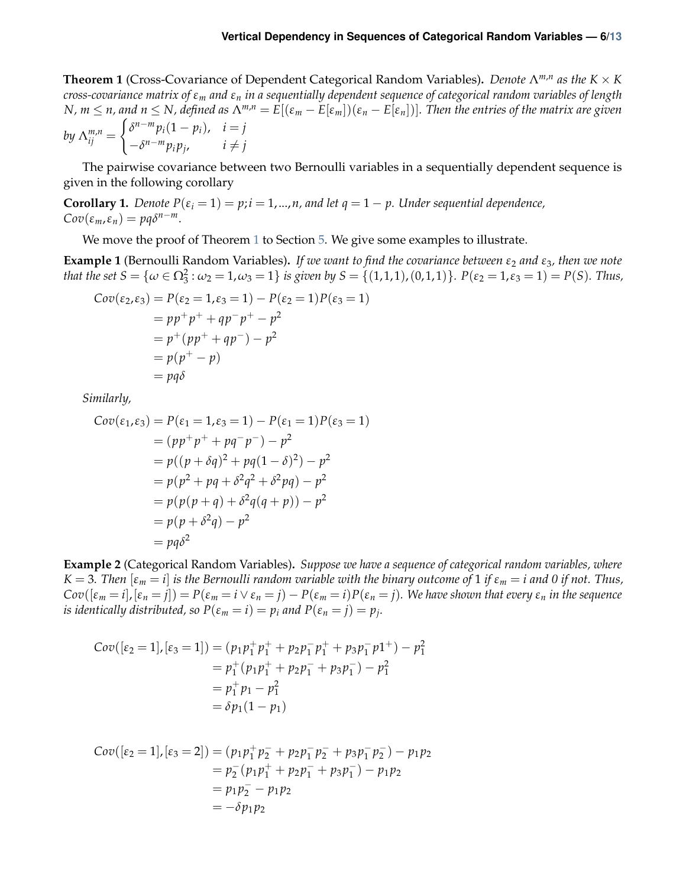**Theorem 1** (Cross-Covariance of Dependent Categorical Random Variables)**.** *Denote $\Lambda^{m,n}$ as the $K \times K$ cross-covariance matrix of $\varepsilon_m$ and $\varepsilon_n$ in a sequentially dependent sequence of categorical random variables of length $N$, $m \leq n$, and $n \leq N$, defined as $\Lambda^{m,n} = E[(\varepsilon_m - E[\varepsilon_m])(\varepsilon_n - E[\varepsilon_n])]$. Then the entries of the matrix are given by $\Lambda^{m,n}_{ij} = \begin{cases} \delta^{n-m} p_i(1-p_i), & i = j \\ -\delta^{n-m} p_i p_j, & i \neq j \end{cases}$*

The pairwise covariance between two Bernoulli variables in a sequentially dependent sequence is given in the following corollary

**Corollary 1.** *Denote $P(\varepsilon_i = 1) = p; i = 1, ..., n$, and let $q = 1 - p$. Under sequential dependence, $Cov(\varepsilon_m, \varepsilon_n) = pq\delta^{n-m}$.*

We move the proof of Theorem 1 to Section 5. We give some examples to illustrate.

**Example 1** (Bernoulli Random Variables)**.** *If we want to find the covariance between $\varepsilon_2$ and $\varepsilon_3$, then we note that the set $S = \{\omega \in \Omega_3^2 : \omega_2 = 1, \omega_3 = 1\}$ is given by $S = \{(1,1,1),(0,1,1)\}$. $P(\varepsilon_2 = 1, \varepsilon_3 = 1) = P(S)$. Thus,*

$$
\begin{aligned}
Cov(\varepsilon_2, \varepsilon_3) &= P(\varepsilon_2 = 1, \varepsilon_3 = 1) - P(\varepsilon_2 = 1)P(\varepsilon_3 = 1) \\
&= pp^+p^+ + qp^-p^+ - p^2 \\
&= p^+(pp^+ + qp^-) - p^2 \\
&= p(p^+ - p) \\
&= pq\delta
\end{aligned}
$$

*Similarly,*

$$
\begin{aligned}
Cov(\varepsilon_1, \varepsilon_3) &= P(\varepsilon_1 = 1, \varepsilon_3 = 1) - P(\varepsilon_1 = 1)P(\varepsilon_3 = 1) \\
&= (pp^+p^+ + pq^-p^-) - p^2 \\
&= p((p + \delta q)^2 + pq(1-\delta)^2) - p^2 \\
&= p(p^2 + pq + \delta^2 q^2 + \delta^2 pq) - p^2 \\
&= p(p(p+q) + \delta^2 q(q+p)) - p^2 \\
&= p(p + \delta^2 q) - p^2 \\
&= pq\delta^2
\end{aligned}
$$

**Example 2** (Categorical Random Variables)**.** *Suppose we have a sequence of categorical random variables, where $K = 3$. Then $[\varepsilon_m = i]$ is the Bernoulli random variable with the binary outcome of 1 if $\varepsilon_m = i$ and 0 if not. Thus, $Cov([\varepsilon_m = i],[\varepsilon_n = j]) = P(\varepsilon_m = i \vee \varepsilon_n = j) - P(\varepsilon_m = i)P(\varepsilon_n = j)$. We have shown that every $\varepsilon_n$ in the sequence is identically distributed, so $P(\varepsilon_m = i) = p_i$ and $P(\varepsilon_n = j) = p_j$.*

$$
\begin{aligned}
Cov([\varepsilon_2 = 1],[\varepsilon_3 = 1]) &= (p_1p_1^+p_1^+ + p_2p_1^-p_1^+ + p_3p_1^-p1^+) - p_1^2 \\
&= p_1^+(p_1p_1^+ + p_2p_1^- + p_3p_1^-) - p_1^2 \\
&= p_1^+p_1 - p_1^2 \\
&= \delta p_1(1 - p_1)
\end{aligned}
$$

$$
\begin{aligned}
Cov([\varepsilon_2 = 1],[\varepsilon_3 = 2]) &= (p_1p_1^+p_2^- + p_2p_1^-p_2^- + p_3p_1^-p_2^-) - p_1p_2 \\
&= p_2^-(p_1p_1^+ + p_2p_1^- + p_3p_1^-) - p_1p_2 \\
&= p_1p_2^- - p_1p_2 \\
&= -\delta p_1p_2
\end{aligned}
$$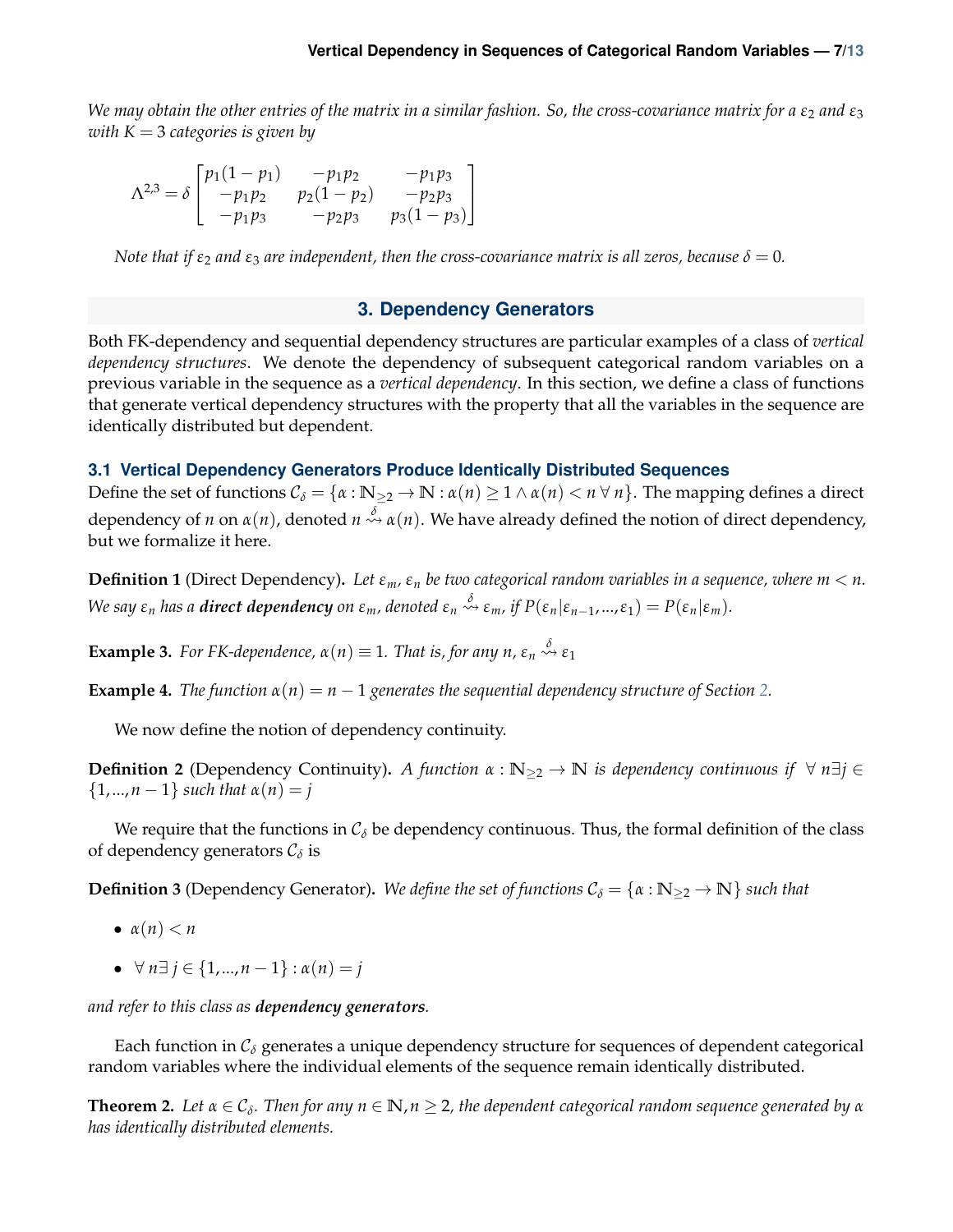*We may obtain the other entries of the matrix in a similar fashion. So, the cross-covariance matrix for a $\varepsilon_2$ and $\varepsilon_3$ with $K = 3$ categories is given by*

$$\Lambda^{2,3} = \delta \begin{bmatrix} p_1(1-p_1) & -p_1p_2 & -p_1p_3 \\ -p_1p_2 & p_2(1-p_2) & -p_2p_3 \\ -p_1p_3 & -p_2p_3 & p_3(1-p_3) \end{bmatrix}$$

*Note that if $\varepsilon_2$ and $\varepsilon_3$ are independent, then the cross-covariance matrix is all zeros, because $\delta = 0$.*

## 3. Dependency Generators

Both FK-dependency and sequential dependency structures are particular examples of a class of *vertical dependency structures*. We denote the dependency of subsequent categorical random variables on a previous variable in the sequence as a *vertical dependency*. In this section, we define a class of functions that generate vertical dependency structures with the property that all the variables in the sequence are identically distributed but dependent.

### 3.1 Vertical Dependency Generators Produce Identically Distributed Sequences

Define the set of functions $\mathcal{C}_\delta = \{\alpha : \mathbb{N}_{\geq 2} \to \mathbb{N} : \alpha(n) \geq 1 \wedge \alpha(n) < n \; \forall \, n\}$. The mapping defines a direct dependency of $n$ on $\alpha(n)$, denoted $n \overset{\delta}{\rightsquigarrow} \alpha(n)$. We have already defined the notion of direct dependency, but we formalize it here.

**Definition 1** (Direct Dependency)**.** *Let $\varepsilon_m$, $\varepsilon_n$ be two categorical random variables in a sequence, where $m < n$. We say $\varepsilon_n$ has a **direct dependency** on $\varepsilon_m$, denoted $\varepsilon_n \overset{\delta}{\rightsquigarrow} \varepsilon_m$, if $P(\varepsilon_n | \varepsilon_{n-1}, ..., \varepsilon_1) = P(\varepsilon_n | \varepsilon_m)$.*

**Example 3.** *For FK-dependence, $\alpha(n) \equiv 1$. That is, for any $n$, $\varepsilon_n \overset{\delta}{\rightsquigarrow} \varepsilon_1$*

**Example 4.** *The function $\alpha(n) = n - 1$ generates the sequential dependency structure of Section 2.*

We now define the notion of dependency continuity.

**Definition 2** (Dependency Continuity)**.** *A function $\alpha : \mathbb{N}_{\geq 2} \to \mathbb{N}$ is dependency continuous if $\forall \, n \exists j \in \{1, ..., n-1\}$ such that $\alpha(n) = j$*

We require that the functions in $\mathcal{C}_\delta$ be dependency continuous. Thus, the formal definition of the class of dependency generators $\mathcal{C}_\delta$ is

**Definition 3** (Dependency Generator)**.** *We define the set of functions $\mathcal{C}_\delta = \{\alpha : \mathbb{N}_{\geq 2} \to \mathbb{N}\}$ such that*

- $\alpha(n) < n$
- $\forall \, n \exists \, j \in \{1, ..., n-1\} : \alpha(n) = j$

*and refer to this class as **dependency generators**.*

Each function in $\mathcal{C}_\delta$ generates a unique dependency structure for sequences of dependent categorical random variables where the individual elements of the sequence remain identically distributed.

**Theorem 2.** *Let $\alpha \in \mathcal{C}_\delta$. Then for any $n \in \mathbb{N}, n \geq 2$, the dependent categorical random sequence generated by $\alpha$ has identically distributed elements.*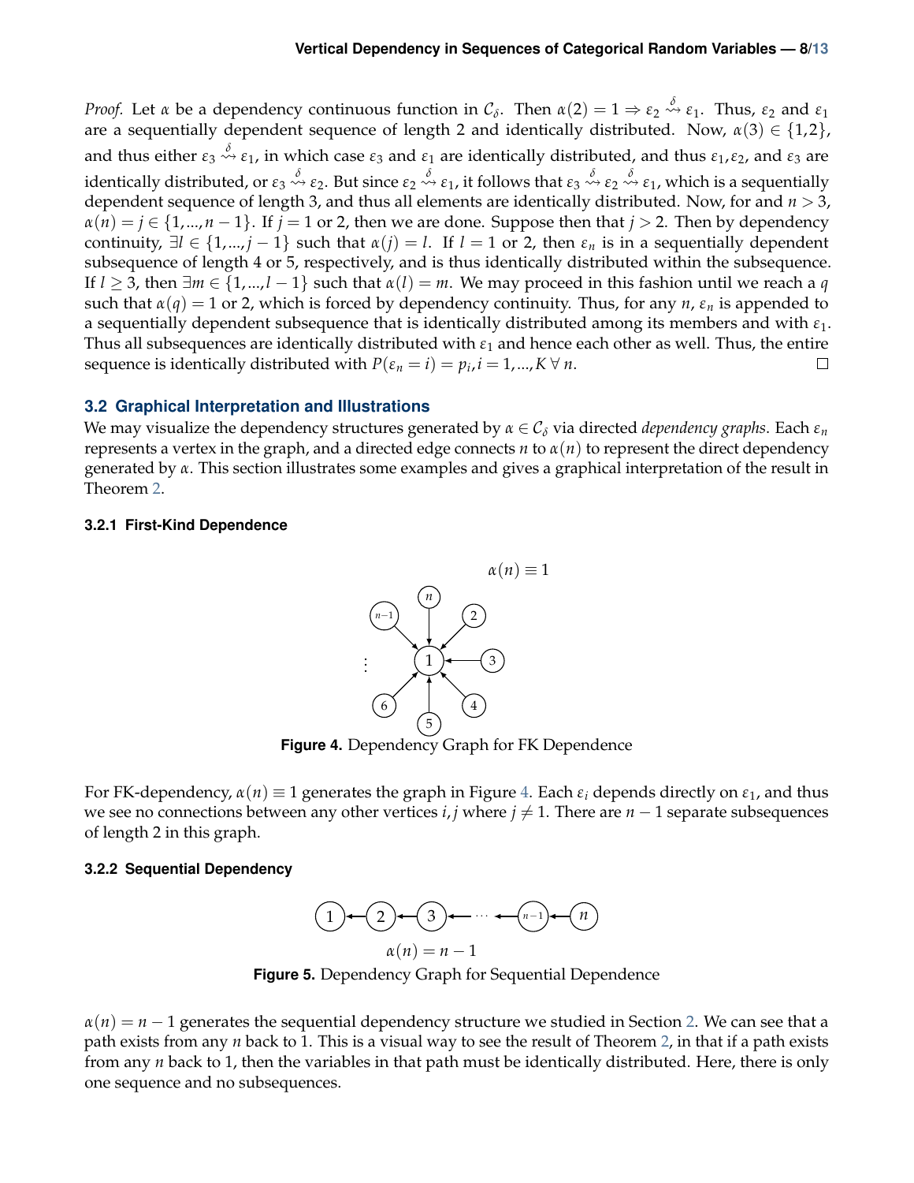*Proof.* Let $\alpha$ be a dependency continuous function in $\mathcal{C}_\delta$. Then $\alpha(2) = 1 \Rightarrow \varepsilon_2 \overset{\delta}{\rightsquigarrow} \varepsilon_1$. Thus, $\varepsilon_2$ and $\varepsilon_1$ are a sequentially dependent sequence of length 2 and identically distributed. Now, $\alpha(3) \in \{1,2\}$, and thus either $\varepsilon_3 \overset{\delta}{\rightsquigarrow} \varepsilon_1$, in which case $\varepsilon_3$ and $\varepsilon_1$ are identically distributed, and thus $\varepsilon_1, \varepsilon_2$, and $\varepsilon_3$ are identically distributed, or $\varepsilon_3 \overset{\delta}{\rightsquigarrow} \varepsilon_2$. But since $\varepsilon_2 \overset{\delta}{\rightsquigarrow} \varepsilon_1$, it follows that $\varepsilon_3 \overset{\delta}{\rightsquigarrow} \varepsilon_2 \overset{\delta}{\rightsquigarrow} \varepsilon_1$, which is a sequentially dependent sequence of length 3, and thus all elements are identically distributed. Now, for and $n > 3$, $\alpha(n) = j \in \{1,...,n-1\}$. If $j = 1$ or 2, then we are done. Suppose then that $j > 2$. Then by dependency continuity, $\exists l \in \{1,...,j-1\}$ such that $\alpha(j) = l$. If $l = 1$ or 2, then $\varepsilon_n$ is in a sequentially dependent subsequence of length 4 or 5, respectively, and is thus identically distributed within the subsequence. If $l \geq 3$, then $\exists m \in \{1,...,l-1\}$ such that $\alpha(l) = m$. We may proceed in this fashion until we reach a $q$ such that $\alpha(q) = 1$ or 2, which is forced by dependency continuity. Thus, for any $n$, $\varepsilon_n$ is appended to a sequentially dependent subsequence that is identically distributed among its members and with $\varepsilon_1$. Thus all subsequences are identically distributed with $\varepsilon_1$ and hence each other as well. Thus, the entire sequence is identically distributed with $P(\varepsilon_n = i) = p_i, i = 1,...,K \;\forall\, n$. □

## 3.2 Graphical Interpretation and Illustrations

We may visualize the dependency structures generated by $\alpha \in \mathcal{C}_\delta$ via directed *dependency graphs*. Each $\varepsilon_n$ represents a vertex in the graph, and a directed edge connects $n$ to $\alpha(n)$ to represent the direct dependency generated by $\alpha$. This section illustrates some examples and gives a graphical interpretation of the result in Theorem 2.

### 3.2.1 First-Kind Dependence

**Figure 4.** Dependency Graph for FK Dependence

For FK-dependency, $\alpha(n) \equiv 1$ generates the graph in Figure 4. Each $\varepsilon_i$ depends directly on $\varepsilon_1$, and thus we see no connections between any other vertices $i, j$ where $j \neq 1$. There are $n-1$ separate subsequences of length 2 in this graph.

### 3.2.2 Sequential Dependency

**Figure 5.** Dependency Graph for Sequential Dependence

$\alpha(n) = n-1$ generates the sequential dependency structure we studied in Section 2. We can see that a path exists from any $n$ back to 1. This is a visual way to see the result of Theorem 2, in that if a path exists from any $n$ back to 1, then the variables in that path must be identically distributed. Here, there is only one sequence and no subsequences.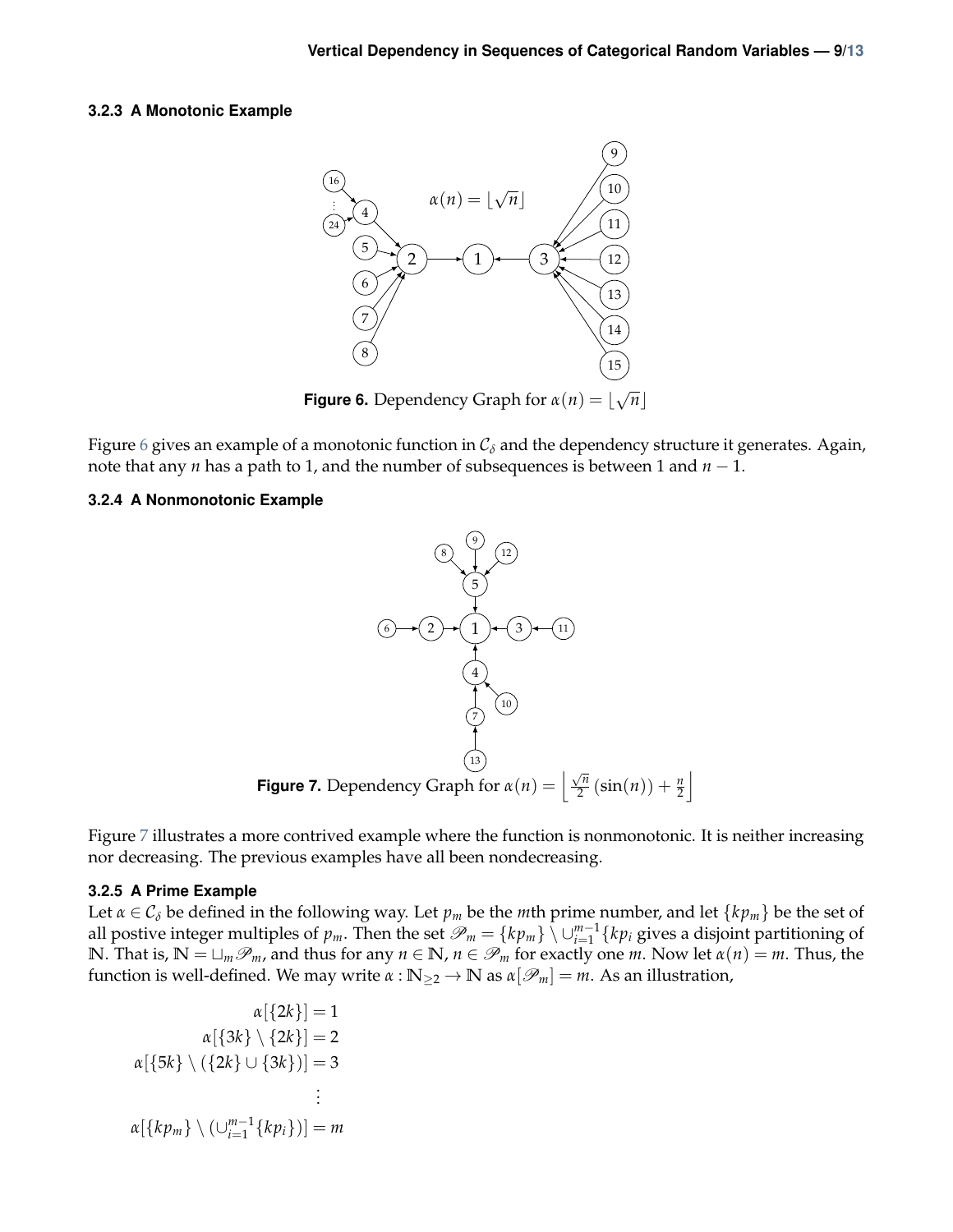### 3.2.3 A Monotonic Example

**Figure 6.** Dependency Graph for $\alpha(n) = \lfloor \sqrt{n} \rfloor$

Figure 6 gives an example of a monotonic function in $\mathcal{C}_\delta$ and the dependency structure it generates. Again, note that any $n$ has a path to 1, and the number of subsequences is between 1 and $n-1$.

### 3.2.4 A Nonmonotonic Example

**Figure 7.** Dependency Graph for $\alpha(n) = \left\lfloor \frac{\sqrt{n}}{2} (\sin(n)) + \frac{n}{2} \right\rfloor$

Figure 7 illustrates a more contrived example where the function is nonmonotonic. It is neither increasing nor decreasing. The previous examples have all been nondecreasing.

### 3.2.5 A Prime Example

Let $\alpha \in \mathcal{C}_\delta$ be defined in the following way. Let $p_m$ be the $m$th prime number, and let $\{kp_m\}$ be the set of all postive integer multiples of $p_m$. Then the set $\mathscr{P}_m = \{kp_m\} \setminus \cup_{i=1}^{m-1}\{kp_i$ gives a disjoint partitioning of $\mathbb{N}$. That is, $\mathbb{N} = \sqcup_m \mathscr{P}_m$, and thus for any $n \in \mathbb{N}$, $n \in \mathscr{P}_m$ for exactly one $m$. Now let $\alpha(n) = m$. Thus, the function is well-defined. We may write $\alpha : \mathbb{N}_{\geq 2} \to \mathbb{N}$ as $\alpha[\mathscr{P}_m] = m$. As an illustration,

$$
\begin{aligned}
\alpha[\{2k\}] &= 1 \\
\alpha[\{3k\} \setminus \{2k\}] &= 2 \\
\alpha[\{5k\} \setminus (\{2k\} \cup \{3k\})] &= 3 \\
&\vdots \\
\alpha[\{kp_m\} \setminus (\cup_{i=1}^{m-1}\{kp_i\})] &= m
\end{aligned}
$$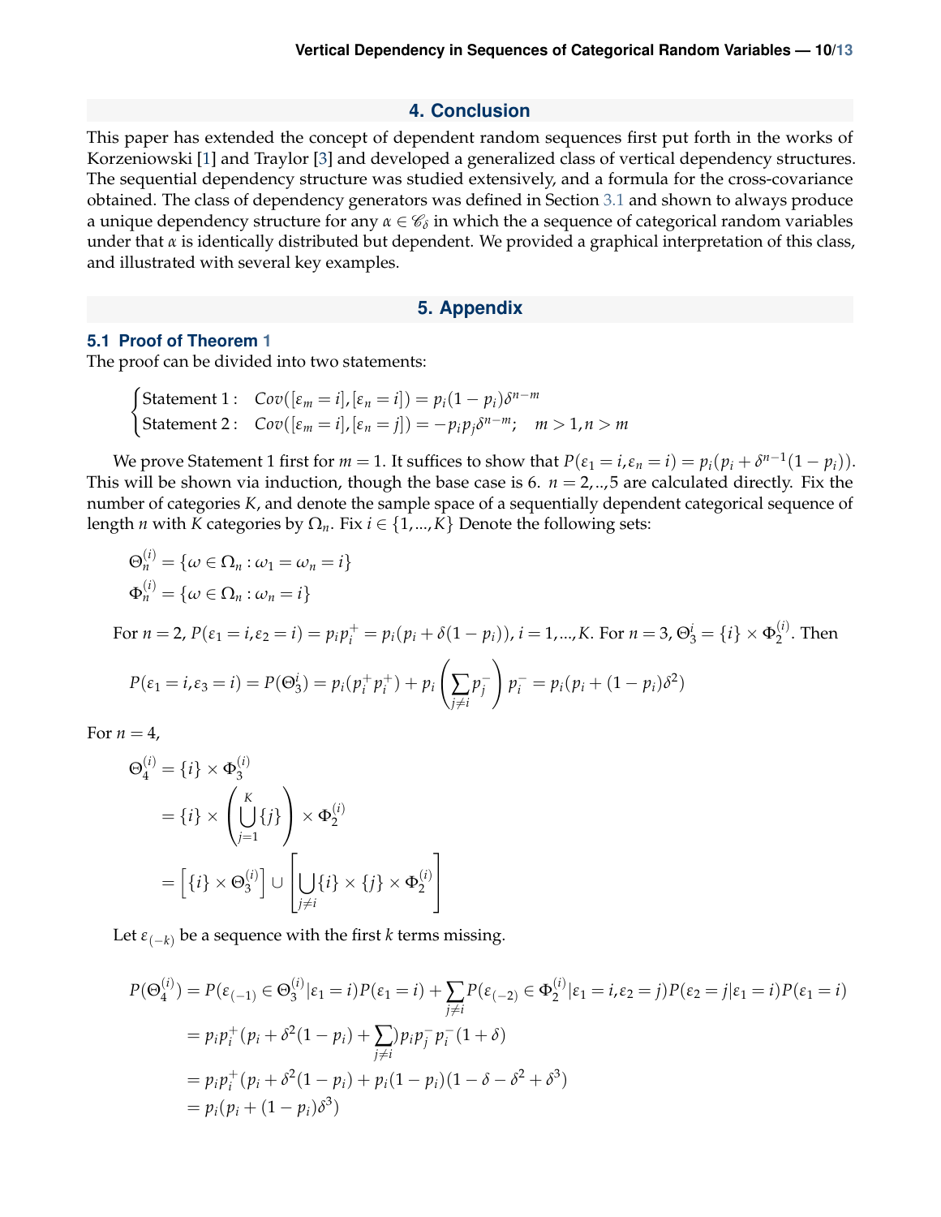## 4. Conclusion

This paper has extended the concept of dependent random sequences first put forth in the works of Korzeniowski [1] and Traylor [3] and developed a generalized class of vertical dependency structures. The sequential dependency structure was studied extensively, and a formula for the cross-covariance obtained. The class of dependency generators was defined in Section 3.1 and shown to always produce a unique dependency structure for any $\alpha \in \mathscr{C}_\delta$ in which the a sequence of categorical random variables under that $\alpha$ is identically distributed but dependent. We provided a graphical interpretation of this class, and illustrated with several key examples.

## 5. Appendix

### 5.1 Proof of Theorem 1

The proof can be divided into two statements:

$$\begin{cases} \text{Statement 1}: & Cov([\epsilon_m = i],[\epsilon_n = i]) = p_i(1-p_i)\delta^{n-m} \\ \text{Statement 2}: & Cov([\epsilon_m = i],[\epsilon_n = j]) = -p_ip_j\delta^{n-m}; \quad m > 1, n > m \end{cases}$$

We prove Statement 1 first for $m = 1$. It suffices to show that $P(\epsilon_1 = i, \epsilon_n = i) = p_i(p_i + \delta^{n-1}(1-p_i))$. This will be shown via induction, though the base case is 6. $n = 2,..,5$ are calculated directly. Fix the number of categories $K$, and denote the sample space of a sequentially dependent categorical sequence of length $n$ with $K$ categories by $\Omega_n$. Fix $i \in \{1,...,K\}$ Denote the following sets:

$$\Theta_n^{(i)} = \{\omega \in \Omega_n : \omega_1 = \omega_n = i\}$$

$$\Phi_n^{(i)} = \{\omega \in \Omega_n : \omega_n = i\}$$

For $n = 2$, $P(\epsilon_1 = i, \epsilon_2 = i) = p_ip_i^+ = p_i(p_i + \delta(1-p_i))$, $i = 1,...,K$. For $n = 3$, $\Theta_3^i = \{i\} \times \Phi_2^{(i)}$. Then

$$P(\epsilon_1 = i, \epsilon_3 = i) = P(\Theta_3^i) = p_i(p_i^+p_i^+) + p_i\left(\sum_{j \neq i} p_j^-\right)p_i^- = p_i(p_i + (1-p_i)\delta^2)$$

For $n = 4$,

$$\begin{aligned} \Theta_4^{(i)} &= \{i\} \times \Phi_3^{(i)} \\ &= \{i\} \times \left(\bigcup_{j=1}^{K}\{j\}\right) \times \Phi_2^{(i)} \\ &= \left[\{i\} \times \Theta_3^{(i)}\right] \cup \left[\bigcup_{j \neq i}\{i\} \times \{j\} \times \Phi_2^{(i)}\right] \end{aligned}$$

Let $\epsilon_{(-k)}$ be a sequence with the first $k$ terms missing.

$$\begin{aligned} P(\Theta_4^{(i)}) &= P(\epsilon_{(-1)} \in \Theta_3^{(i)} | \epsilon_1 = i)P(\epsilon_1 = i) + \sum_{j \neq i} P(\epsilon_{(-2)} \in \Phi_2^{(i)} | \epsilon_1 = i, \epsilon_2 = j)P(\epsilon_2 = j | \epsilon_1 = i)P(\epsilon_1 = i) \\ &= p_ip_i^+(p_i + \delta^2(1-p_i) + \sum_{j \neq i})p_ip_j^-p_i^-(1+\delta) \\ &= p_ip_i^+(p_i + \delta^2(1-p_i) + p_i(1-p_i)(1-\delta-\delta^2+\delta^3) \\ &= p_i(p_i + (1-p_i)\delta^3) \end{aligned}$$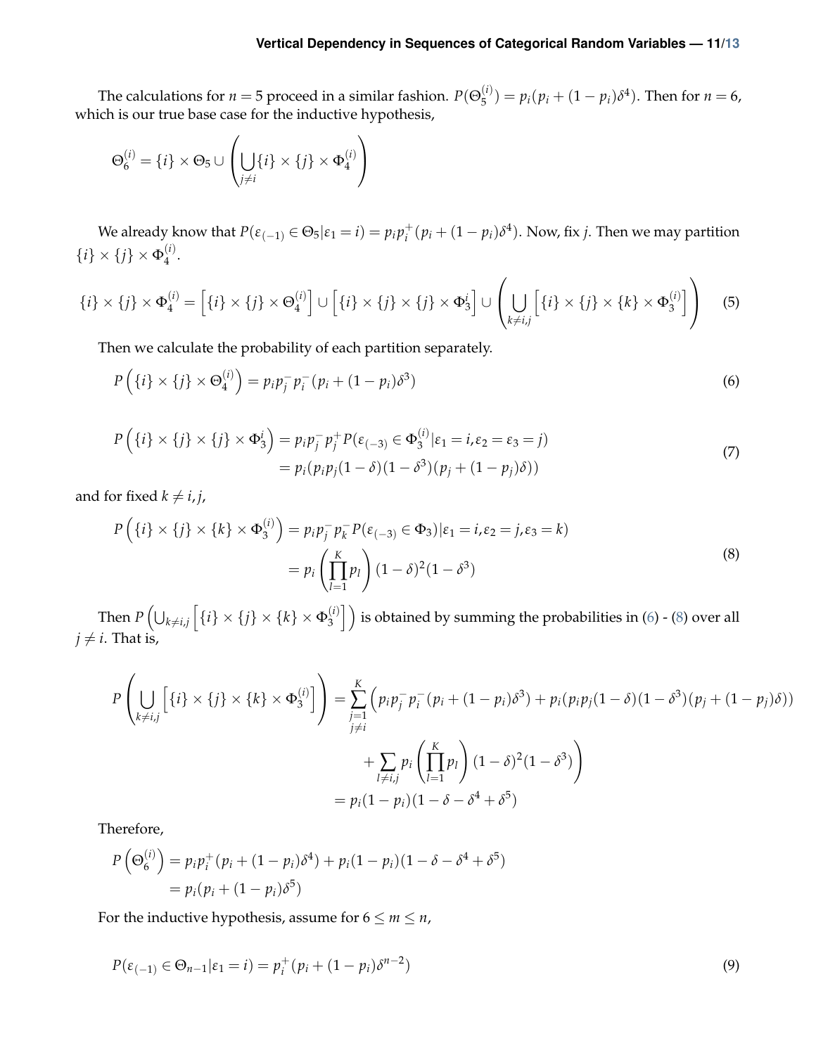The calculations for $n = 5$ proceed in a similar fashion. $P(\Theta_5^{(i)}) = p_i(p_i + (1-p_i)\delta^4)$. Then for $n = 6$, which is our true base case for the inductive hypothesis,

$$\Theta_6^{(i)} = \{i\} \times \Theta_5 \cup \left( \bigcup_{j \neq i} \{i\} \times \{j\} \times \Phi_4^{(i)} \right)$$

We already know that $P(\varepsilon_{(-1)} \in \Theta_5 | \varepsilon_1 = i) = p_i p_i^+ (p_i + (1-p_i)\delta^4)$. Now, fix $j$. Then we may partition $\{i\} \times \{j\} \times \Phi_4^{(i)}$.

$$\{i\} \times \{j\} \times \Phi_4^{(i)} = \left[\{i\} \times \{j\} \times \Theta_4^{(i)}\right] \cup \left[\{i\} \times \{j\} \times \{j\} \times \Phi_3^{i}\right] \cup \left( \bigcup_{k \neq i,j} \left[\{i\} \times \{j\} \times \{k\} \times \Phi_3^{(i)}\right] \right) \tag{5}$$

Then we calculate the probability of each partition separately.

$$P\left(\{i\} \times \{j\} \times \Theta_4^{(i)}\right) = p_i p_j^- p_i^- (p_i + (1-p_i)\delta^3) \tag{6}$$

$$\begin{aligned} P\left(\{i\} \times \{j\} \times \{j\} \times \Phi_3^{i}\right) &= p_i p_j^- p_j^+ P(\varepsilon_{(-3)} \in \Phi_3^{(i)} | \varepsilon_1 = i, \varepsilon_2 = \varepsilon_3 = j) \\ &= p_i(p_i p_j (1-\delta)(1-\delta^3)(p_j + (1-p_j)\delta)) \end{aligned} \tag{7}$$

and for fixed $k \neq i, j$,

$$\begin{aligned} P\left(\{i\} \times \{j\} \times \{k\} \times \Phi_3^{(i)}\right) &= p_i p_j^- p_k^- P(\varepsilon_{(-3)} \in \Phi_3) | \varepsilon_1 = i, \varepsilon_2 = j, \varepsilon_3 = k) \\ &= p_i \left( \prod_{l=1}^{K} p_l \right) (1-\delta)^2 (1-\delta^3) \end{aligned} \tag{8}$$

Then $P\left(\bigcup_{k \neq i,j} \left[\{i\} \times \{j\} \times \{k\} \times \Phi_3^{(i)}\right]\right)$ is obtained by summing the probabilities in (6) - (8) over all $j \neq i$. That is,

$$\begin{aligned} P\left( \bigcup_{k \neq i,j} \left[\{i\} \times \{j\} \times \{k\} \times \Phi_3^{(i)}\right] \right) &= \sum_{\substack{j=1 \\ j \neq i}}^{K} \Big( p_i p_j^- p_i^- (p_i + (1-p_i)\delta^3) + p_i(p_i p_j (1-\delta)(1-\delta^3)(p_j + (1-p_j)\delta)) \\ &\quad + \sum_{l \neq i,j} p_i \left( \prod_{l=1}^{K} p_l \right) (1-\delta)^2 (1-\delta^3) \Big) \\ &= p_i(1-p_i)(1-\delta-\delta^4+\delta^5) \end{aligned}$$

Therefore,

$$\begin{aligned} P\left(\Theta_6^{(i)}\right) &= p_i p_i^+ (p_i + (1-p_i)\delta^4) + p_i(1-p_i)(1-\delta-\delta^4+\delta^5) \\ &= p_i(p_i + (1-p_i)\delta^5) \end{aligned}$$

For the inductive hypothesis, assume for $6 \leq m \leq n$,

$$P(\varepsilon_{(-1)} \in \Theta_{n-1} | \varepsilon_1 = i) = p_i^+ (p_i + (1-p_i)\delta^{n-2}) \tag{9}$$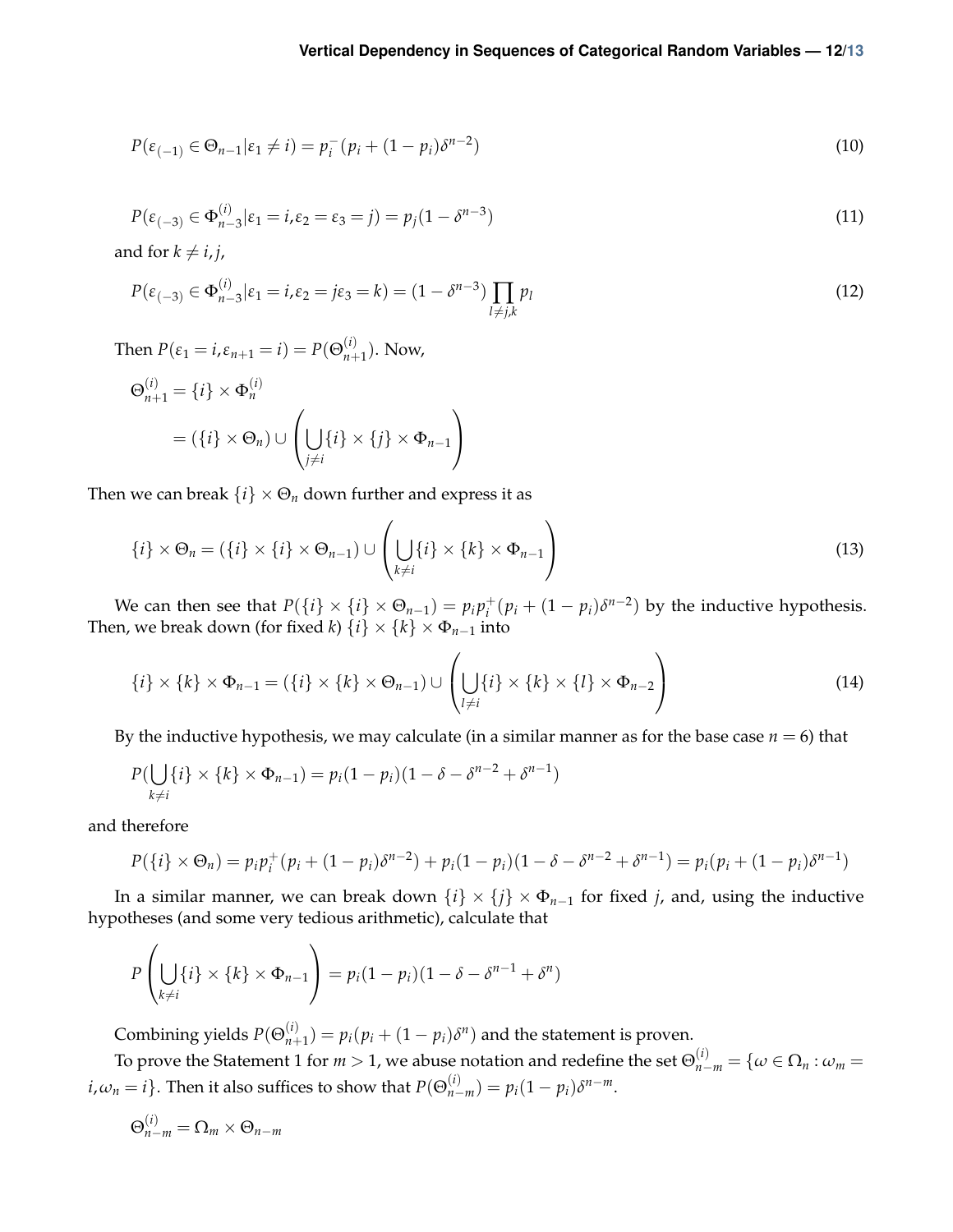$$P(\varepsilon_{(-1)} \in \Theta_{n-1} | \varepsilon_1 \neq i) = p_i^-(p_i + (1-p_i)\delta^{n-2}) \tag{10}$$

$$P(\varepsilon_{(-3)} \in \Phi_{n-3}^{(i)} | \varepsilon_1 = i, \varepsilon_2 = \varepsilon_3 = j) = p_j(1 - \delta^{n-3}) \tag{11}$$

and for $k \neq i, j$,

$$P(\varepsilon_{(-3)} \in \Phi_{n-3}^{(i)} | \varepsilon_1 = i, \varepsilon_2 = j \varepsilon_3 = k) = (1 - \delta^{n-3}) \prod_{l \neq j,k} p_l \tag{12}$$

Then $P(\varepsilon_1 = i, \varepsilon_{n+1} = i) = P(\Theta_{n+1}^{(i)})$. Now,

$$\Theta_{n+1}^{(i)} = \{i\} \times \Phi_n^{(i)}$$
$$= (\{i\} \times \Theta_n) \cup \left( \bigcup_{j \neq i} \{i\} \times \{j\} \times \Phi_{n-1} \right)$$

Then we can break $\{i\} \times \Theta_n$ down further and express it as

$$\{i\} \times \Theta_n = (\{i\} \times \{i\} \times \Theta_{n-1}) \cup \left( \bigcup_{k \neq i} \{i\} \times \{k\} \times \Phi_{n-1} \right) \tag{13}$$

We can then see that $P(\{i\} \times \{i\} \times \Theta_{n-1}) = p_i p_i^+(p_i + (1-p_i)\delta^{n-2})$ by the inductive hypothesis. Then, we break down (for fixed $k$) $\{i\} \times \{k\} \times \Phi_{n-1}$ into

$$\{i\} \times \{k\} \times \Phi_{n-1} = (\{i\} \times \{k\} \times \Theta_{n-1}) \cup \left( \bigcup_{l \neq i} \{i\} \times \{k\} \times \{l\} \times \Phi_{n-2} \right) \tag{14}$$

By the inductive hypothesis, we may calculate (in a similar manner as for the base case $n = 6$) that

$$P(\bigcup_{k \neq i} \{i\} \times \{k\} \times \Phi_{n-1}) = p_i(1-p_i)(1 - \delta - \delta^{n-2} + \delta^{n-1})$$

and therefore

$$P(\{i\} \times \Theta_n) = p_i p_i^+(p_i + (1-p_i)\delta^{n-2}) + p_i(1-p_i)(1 - \delta - \delta^{n-2} + \delta^{n-1}) = p_i(p_i + (1-p_i)\delta^{n-1})$$

In a similar manner, we can break down $\{i\} \times \{j\} \times \Phi_{n-1}$ for fixed $j$, and, using the inductive hypotheses (and some very tedious arithmetic), calculate that

$$P\left( \bigcup_{k \neq i} \{i\} \times \{k\} \times \Phi_{n-1} \right) = p_i(1-p_i)(1 - \delta - \delta^{n-1} + \delta^n)$$

Combining yields $P(\Theta_{n+1}^{(i)}) = p_i(p_i + (1-p_i)\delta^n)$ and the statement is proven.

To prove the Statement 1 for $m > 1$, we abuse notation and redefine the set $\Theta_{n-m}^{(i)} = \{\omega \in \Omega_n : \omega_m = i, \omega_n = i\}$. Then it also suffices to show that $P(\Theta_{n-m}^{(i)}) = p_i(1-p_i)\delta^{n-m}$.

$$\Theta_{n-m}^{(i)} = \Omega_m \times \Theta_{n-m}$$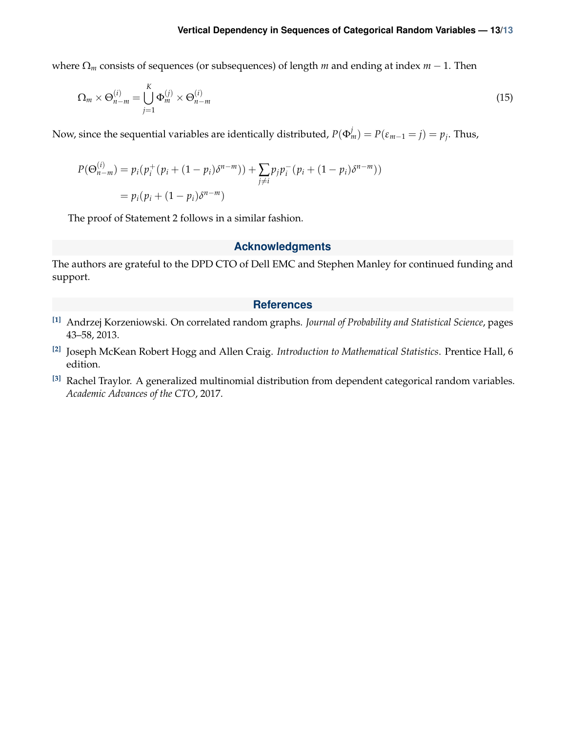where $\Omega_m$ consists of sequences (or subsequences) of length $m$ and ending at index $m-1$. Then

$$\Omega_m \times \Theta_{n-m}^{(i)} = \bigcup_{j=1}^{K} \Phi_m^{(j)} \times \Theta_{n-m}^{(i)} \tag{15}$$

Now, since the sequential variables are identically distributed, $P(\Phi_m^j) = P(\varepsilon_{m-1} = j) = p_j$. Thus,

$$\begin{aligned} P(\Theta_{n-m}^{(i)}) &= p_i(p_i^+(p_i + (1-p_i)\delta^{n-m})) + \sum_{j \neq i} p_j p_i^-(p_i + (1-p_i)\delta^{n-m})) \\ &= p_i(p_i + (1-p_i)\delta^{n-m}) \end{aligned}$$

The proof of Statement 2 follows in a similar fashion.

## Acknowledgments

The authors are grateful to the DPD CTO of Dell EMC and Stephen Manley for continued funding and support.

## References

[1] Andrzej Korzeniowski. On correlated random graphs. *Journal of Probability and Statistical Science*, pages 43–58, 2013.

[2] Joseph McKean Robert Hogg and Allen Craig. *Introduction to Mathematical Statistics*. Prentice Hall, 6 edition.

[3] Rachel Traylor. A generalized multinomial distribution from dependent categorical random variables. *Academic Advances of the CTO*, 2017.